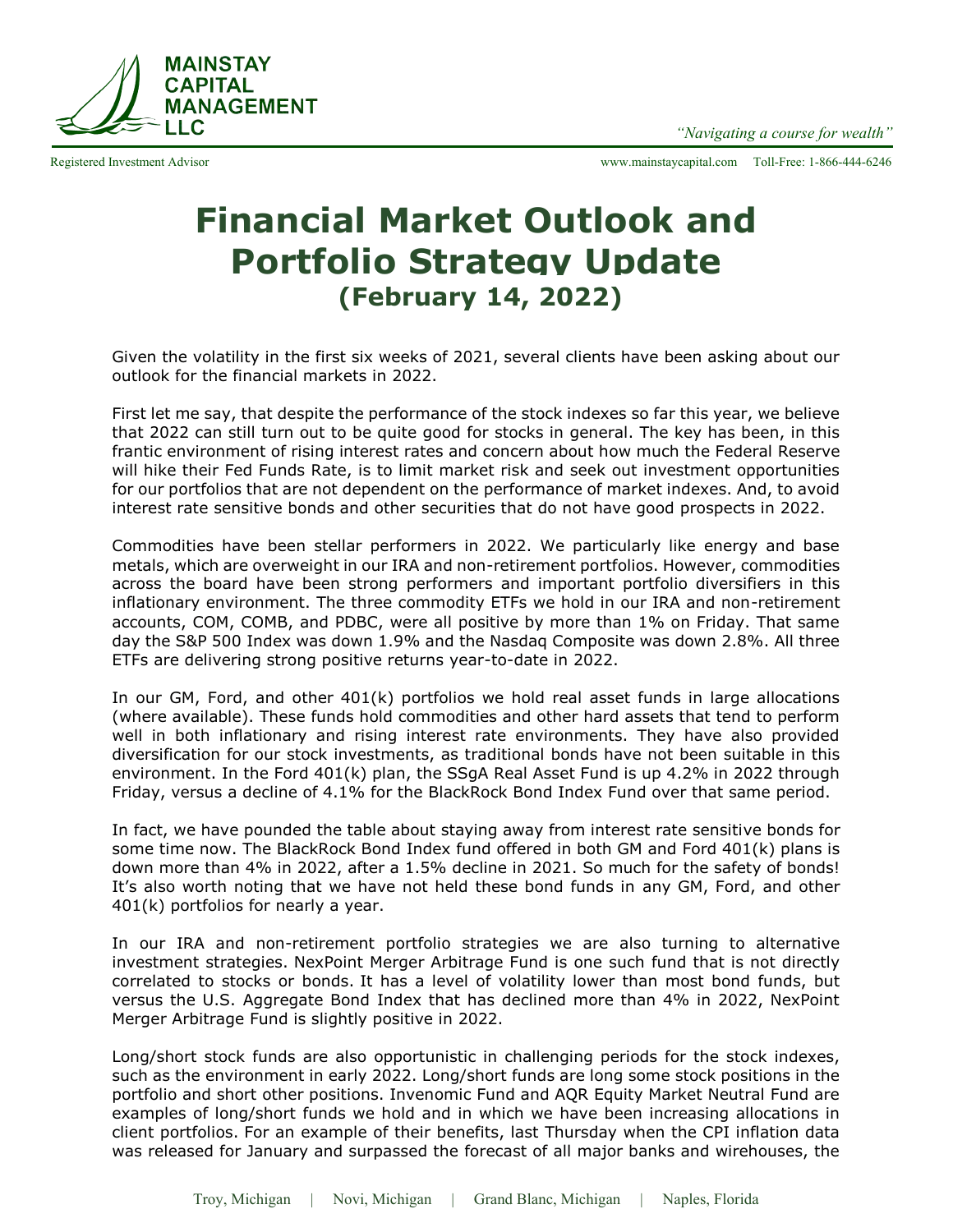# Financial Market Outlook and Portfolio Strategy Update

## (February 14, 2022)

Given the volatility in the first six weeks of 2021, several clients have been asking about our outlook for the financial markets in 2022.

First let me say, that despite the performance of the stock indexes so far this year, we believe that 2022 can still turn out to be quite good for stocks in general. The key has been, in this frantic environment of rising interest rates and concern about how much the Federal Reserve will hike their Fed Funds Rate, is to limit market risk and seek out investment opportunities for our portfolios that are not dependent on the performance of market indexes. And, to avoid interest rate sensitive bonds and other securities that do not have good prospects in 2022.

Commodities have been stellar performers in 2022. We particularly like energy and base metals, which are overweight in our IRA and non-retirement portfolios. However, commodities across the board have been strong performers and important portfolio diversifiers in this inflationary environment. The three commodity ETFs we hold in our IRA and non-retirement accounts, COM, COMB, and PDBC, were all positive by more than 1% on Friday. That same day the S&P 500 Index was down 1.9% and the Nasdaq Composite was down 2.8%. All three ETFs are delivering strong positive returns year-to-date in 2022.

In our GM, Ford, and other 401(k) portfolios we hold real asset funds in large allocations (where available). These funds hold commodities and other hard assets that tend to perform well in both inflationary and rising interest rate environments. They have also provided diversification for our stock investments, as traditional bonds have not been suitable in this environment. In the Ford 401(k) plan, the SSgA Real Asset Fund is up 4.2% in 2022 through Friday, versus a decline of 4.1% for the BlackRock Bond Index Fund over that same period.

In fact, we have pounded the table about staying away from interest rate sensitive bonds for some time now. The BlackRock Bond Index fund offered in both GM and Ford 401(k) plans is down more than 4% in 2022, after a 1.5% decline in 2021. So much for the safety of bonds! It's also worth noting that we have not held these bond funds in any GM, Ford, and other 401(k) portfolios for nearly a year.

In our IRA and non-retirement portfolio strategies we are also turning to alternative investment strategies. NexPoint Merger Arbitrage Fund is one such fund that is not directly correlated to stocks or bonds. It has a level of volatility lower than most bond funds, but versus the U.S. Aggregate Bond Index that has declined more than 4% in 2022, NexPoint Merger Arbitrage Fund is slightly positive in 2022.

Long/short stock funds are also opportunistic in challenging periods for the stock indexes, such as the environment in early 2022. Long/short funds are long some stock positions in the portfolio and short other positions. Invenomic Fund and AQR Equity Market Neutral Fund are examples of long/short funds we hold and in which we have been increasing allocations in client portfolios. For an example of their benefits, last Thursday when the CPI inflation data was released for January and surpassed the forecast of all major banks and wirehouses, the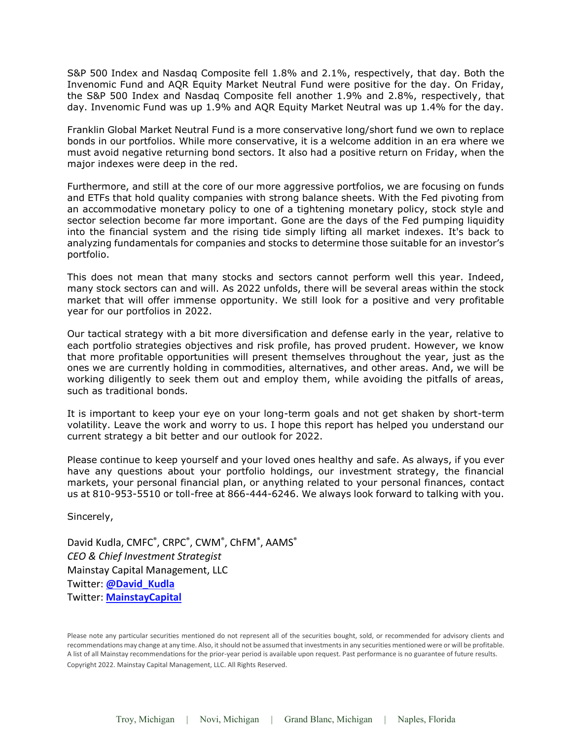S&P 500 Index and Nasdaq Composite fell 1.8% and 2.1%, respectively, that day. Both the Invenomic Fund and AQR Equity Market Neutral Fund were positive for the day. On Friday, the S&P 500 Index and Nasdaq Composite fell another 1.9% and 2.8%, respectively, that day. Invenomic Fund was up 1.9% and AQR Equity Market Neutral was up 1.4% for the day.

Franklin Global Market Neutral Fund is a more conservative long/short fund we own to replace bonds in our portfolios. While more conservative, it is a welcome addition in an era where we must avoid negative returning bond sectors. It also had a positive return on Friday, when the major indexes were deep in the red.

Furthermore, and still at the core of our more aggressive portfolios, we are focusing on funds and ETFs that hold quality companies with strong balance sheets. With the Fed pivoting from an accommodative monetary policy to one of a tightening monetary policy, stock style and sector selection become far more important. Gone are the days of the Fed pumping liquidity into the financial system and the rising tide simply lifting all market indexes. It's back to analyzing fundamentals for companies and stocks to determine those suitable for an investor's portfolio.

This does not mean that many stocks and sectors cannot perform well this year. Indeed, many stock sectors can and will. As 2022 unfolds, there will be several areas within the stock market that will offer immense opportunity. We still look for a positive and very profitable year for our portfolios in 2022.

Our tactical strategy with a bit more diversification and defense early in the year, relative to each portfolio strategies objectives and risk profile, has proved prudent. However, we know that more profitable opportunities will present themselves throughout the year, just as the ones we are currently holding in commodities, alternatives, and other areas. And, we will be working diligently to seek them out and employ them, while avoiding the pitfalls of areas, such as traditional bonds.

It is important to keep your eye on your long-term goals and not get shaken by short-term volatility. Leave the work and worry to us. I hope this report has helped you understand our current strategy a bit better and our outlook for 2022.

Please continue to keep yourself and your loved ones healthy and safe. As always, if you ever have any questions about your portfolio holdings, our investment strategy, the financial markets, your personal financial plan, or anything related to your personal finances, contact us at 810-953-5510 or toll-free at 866-444-6246. We always look forward to talking with you.

Sincerely,

David Kudla, CMFC®, CRPC®, CWM®, ChFM®, AAMS®
*CEO & Chief Investment Strategist*
Mainstay Capital Management, LLC
Twitter: **@David_Kudla**
Twitter: **MainstayCapital**

Please note any particular securities mentioned do not represent all of the securities bought, sold, or recommended for advisory clients and recommendations may change at any time. Also, it should not be assumed that investments in any securities mentioned were or will be profitable. A list of all Mainstay recommendations for the prior-year period is available upon request. Past performance is no guarantee of future results. Copyright 2022. Mainstay Capital Management, LLC. All Rights Reserved.

Troy, Michigan | Novi, Michigan | Grand Blanc, Michigan | Naples, Florida